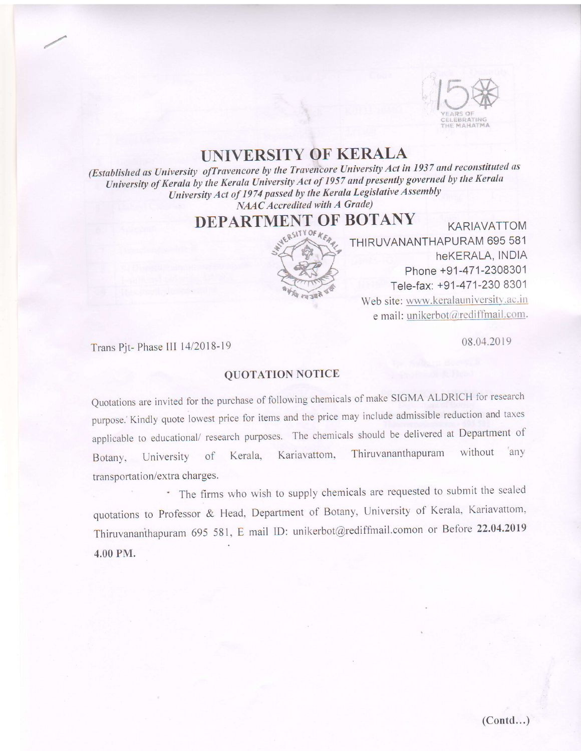# UNIVERSITY OF KERALA

*(Established as University ofTravencore by the Travencore University Act in 1937 and reconstituted as University of Kerala by the Kerala University Act of 1957 and presently governed by the Kerala University Act of 1974 passed by the Kerala Legislative Assembly NAAC Accredited with A Grade)*

## DEPARTMENT OF BOTANY

KARIAVATTOM
THIRUVANANTHAPURAM 695 581
heKERALA, INDIA
Phone +91-471-2308301
Tele-fax: +91-471-230 8301
Web site: www.keralauniversity.ac.in
e mail: unikerbot@rediffmail.com.

Trans Pjt- Phase III 14/2018-19

08.04.2019

### QUOTATION NOTICE

Quotations are invited for the purchase of following chemicals of make SIGMA ALDRICH for research purpose. Kindly quote lowest price for items and the price may include admissible reduction and taxes applicable to educational/ research purposes. The chemicals should be delivered at Department of Botany, University of Kerala, Kariavattom, Thiruvananthapuram without any transportation/extra charges.

The firms who wish to supply chemicals are requested to submit the sealed quotations to Professor & Head, Department of Botany, University of Kerala, Kariavattom, Thiruvananthapuram 695 581, E mail ID: unikerbot@rediffmail.comon or Before **22.04.2019 4.00 PM.**

(Contd...)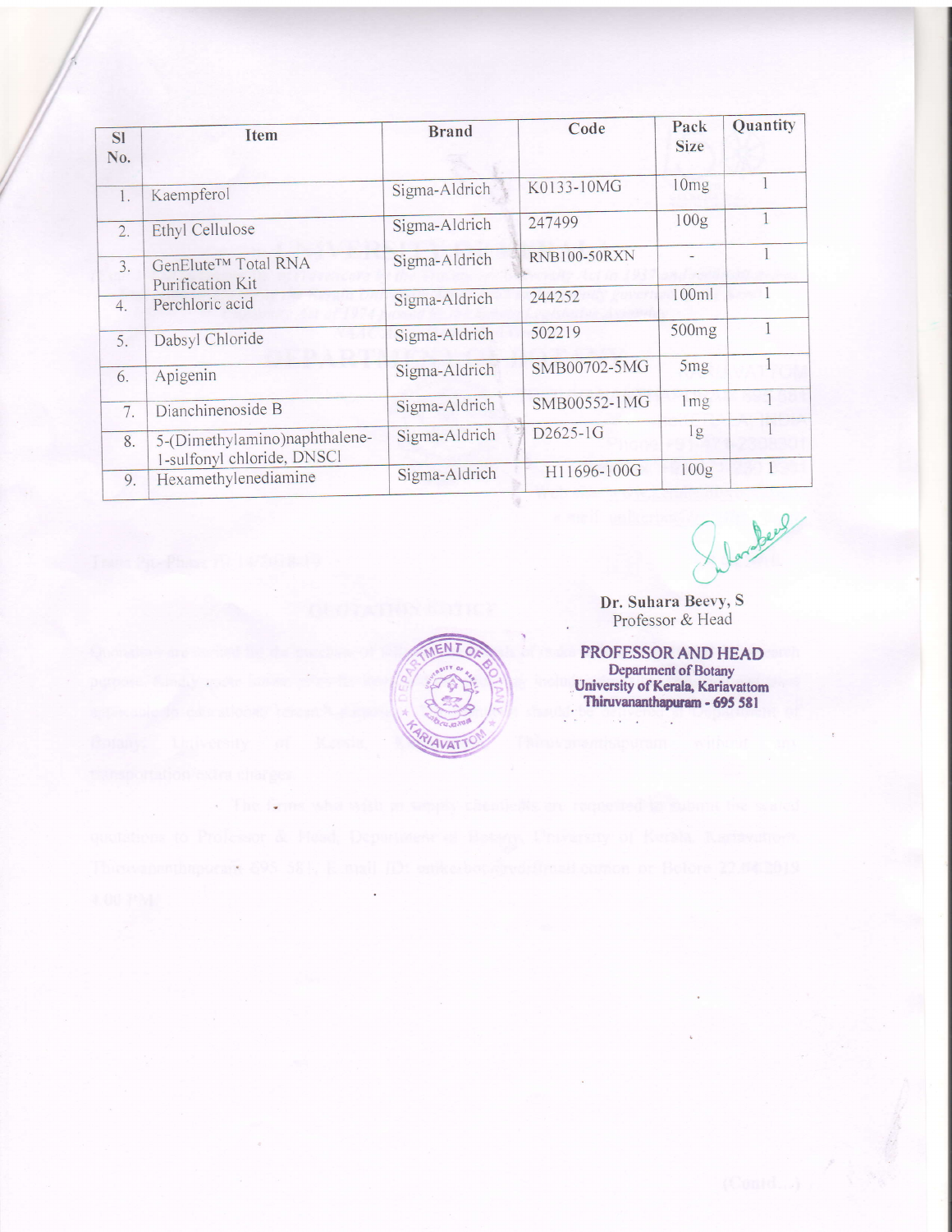| Sl No. | Item | Brand | Code | Pack Size | Quantity |
|---|---|---|---|---|---|
| 1. | Kaempferol | Sigma-Aldrich | K0133-10MG | 10mg | 1 |
| 2. | Ethyl Cellulose | Sigma-Aldrich | 247499 | 100g | 1 |
| 3. | GenElute™ Total RNA Purification Kit | Sigma-Aldrich | RNB100-50RXN | - | 1 |
| 4. | Perchloric acid | Sigma-Aldrich | 244252 | 100ml | 1 |
| 5. | Dabsyl Chloride | Sigma-Aldrich | 502219 | 500mg | 1 |
| 6. | Apigenin | Sigma-Aldrich | SMB00702-5MG | 5mg | 1 |
| 7. | Dianchinenoside B | Sigma-Aldrich | SMB00552-1MG | 1mg | 1 |
| 8. | 5-(Dimethylamino)naphthalene-1-sulfonyl chloride, DNSCl | Sigma-Aldrich | D2625-1G | 1g | 1 |
| 9. | Hexamethylenediamine | Sigma-Aldrich | H11696-100G | 100g | 1 |

Dr. Suhara Beevy, S
Professor & Head

**PROFESSOR AND HEAD**
**Department of Botany**
**University of Kerala, Kariavattom**
**Thiruvananthapuram - 695 581**